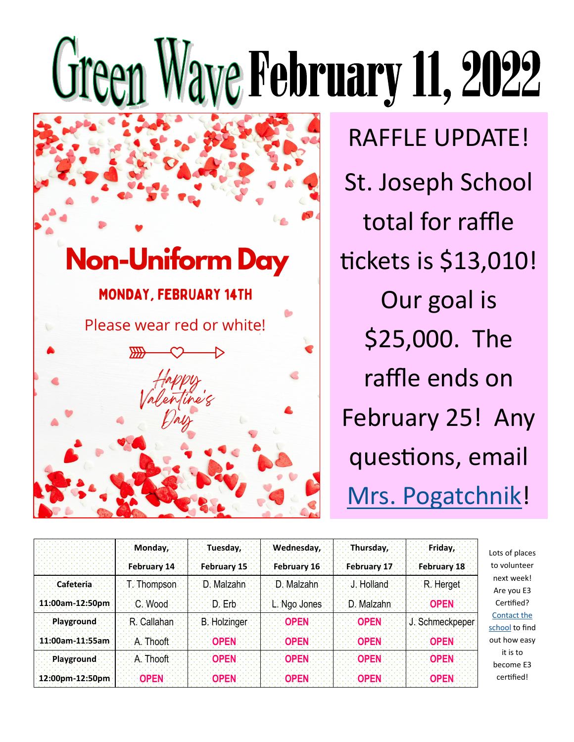# Green Wave February 11, 2022

## Non-Uniform Day

**MONDAY, FEBRUARY 14TH**

Please wear red or white!

*Happy Valentine's Day*

RAFFLE UPDATE!

St. Joseph School total for raffle tickets is $13,010! Our goal is $25,000. The raffle ends on February 25! Any questions, email [Mrs. Pogatchnik]!

| | Monday, February 14 | Tuesday, February 15 | Wednesday, February 16 | Thursday, February 17 | Friday, February 18 |
|---|---|---|---|---|---|
| **Cafeteria** | T. Thompson | D. Malzahn | D. Malzahn | J. Holland | R. Herget |
| **11:00am-12:50pm** | C. Wood | D. Erb | L. Ngo Jones | D. Malzahn | **OPEN** |
| **Playground** | R. Callahan | B. Holzinger | **OPEN** | **OPEN** | J. Schmeckpeper |
| **11:00am-11:55am** | A. Thooft | **OPEN** | **OPEN** | **OPEN** | **OPEN** |
| **Playground** | A. Thooft | **OPEN** | **OPEN** | **OPEN** | **OPEN** |
| **12:00pm-12:50pm** | **OPEN** | **OPEN** | **OPEN** | **OPEN** | **OPEN** |

Lots of places to volunteer next week! Are you E3 Certified? Contact the school to find out how easy it is to become E3 certified!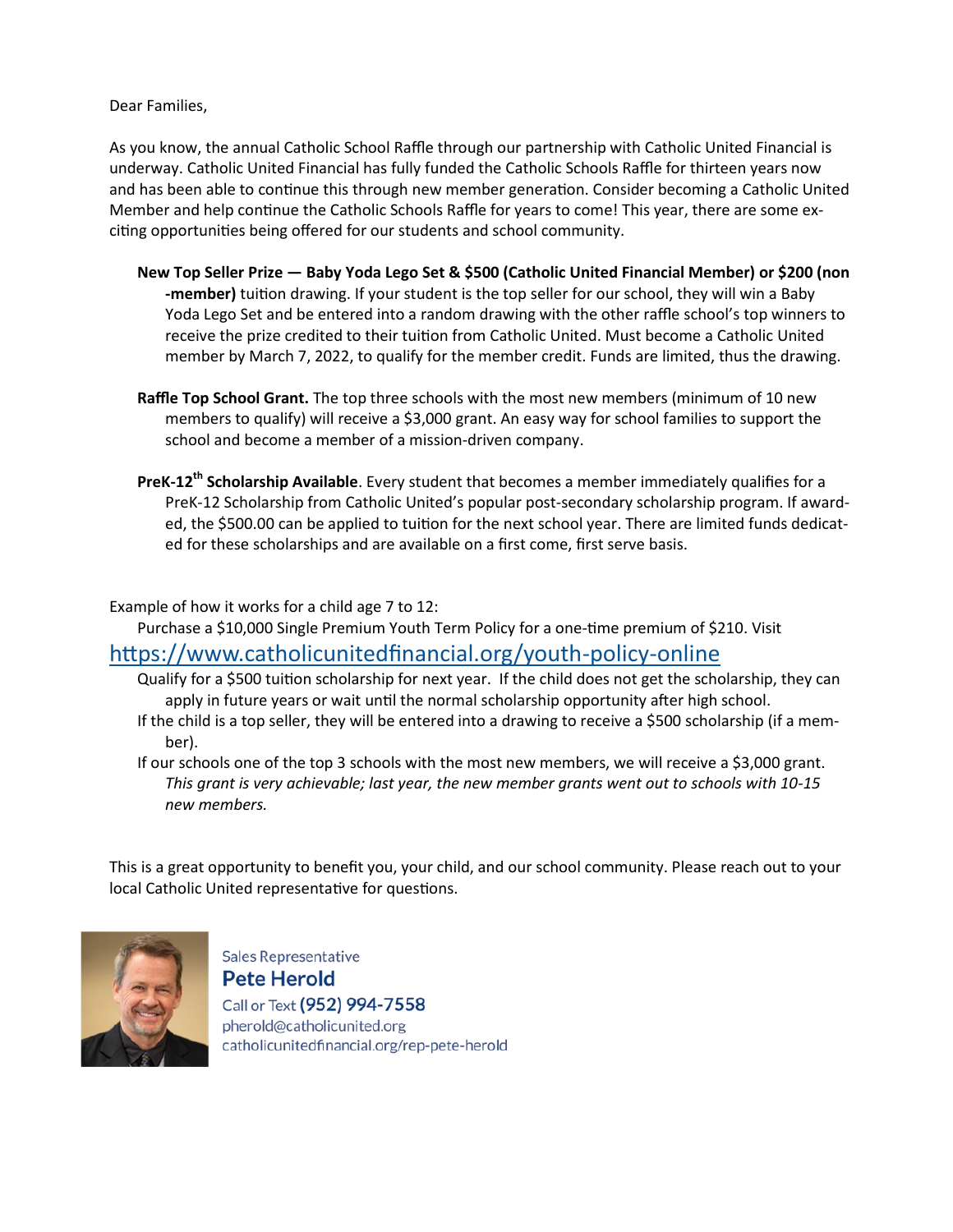Dear Families,

As you know, the annual Catholic School Raffle through our partnership with Catholic United Financial is underway. Catholic United Financial has fully funded the Catholic Schools Raffle for thirteen years now and has been able to continue this through new member generation. Consider becoming a Catholic United Member and help continue the Catholic Schools Raffle for years to come! This year, there are some exciting opportunities being offered for our students and school community.

**New Top Seller Prize — Baby Yoda Lego Set & $500 (Catholic United Financial Member) or $200 (non-member)** tuition drawing. If your student is the top seller for our school, they will win a Baby Yoda Lego Set and be entered into a random drawing with the other raffle school's top winners to receive the prize credited to their tuition from Catholic United. Must become a Catholic United member by March 7, 2022, to qualify for the member credit. Funds are limited, thus the drawing.

**Raffle Top School Grant.** The top three schools with the most new members (minimum of 10 new members to qualify) will receive a $3,000 grant. An easy way for school families to support the school and become a member of a mission-driven company.

**PreK-12th Scholarship Available**. Every student that becomes a member immediately qualifies for a PreK-12 Scholarship from Catholic United's popular post-secondary scholarship program. If awarded, the $500.00 can be applied to tuition for the next school year. There are limited funds dedicated for these scholarships and are available on a first come, first serve basis.

Example of how it works for a child age 7 to 12:

Purchase a $10,000 Single Premium Youth Term Policy for a one-time premium of $210. Visit https://www.catholicunitedfinancial.org/youth-policy-online

Qualify for a $500 tuition scholarship for next year. If the child does not get the scholarship, they can apply in future years or wait until the normal scholarship opportunity after high school.

If the child is a top seller, they will be entered into a drawing to receive a $500 scholarship (if a member).

If our schools one of the top 3 schools with the most new members, we will receive a $3,000 grant. *This grant is very achievable; last year, the new member grants went out to schools with 10-15 new members.*

This is a great opportunity to benefit you, your child, and our school community. Please reach out to your local Catholic United representative for questions.

Sales Representative
**Pete Herold**
Call or Text **(952) 994-7558**
pherold@catholicunited.org
catholicunitedfinancial.org/rep-pete-herold